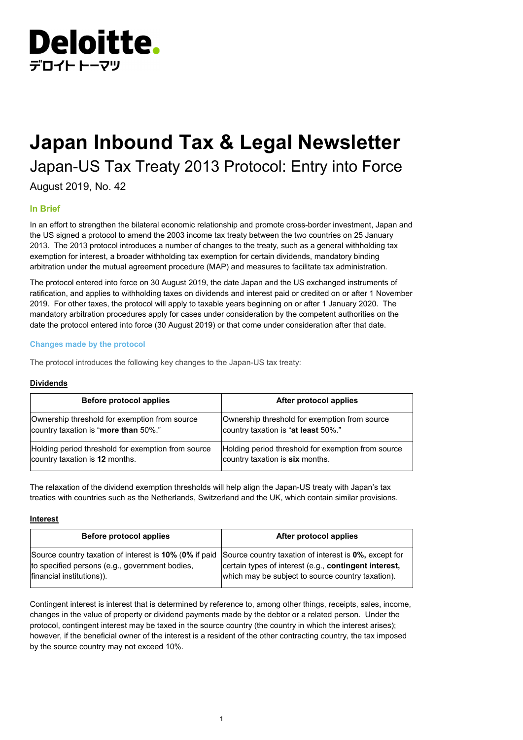Deloitte.
デロイト トーマツ

# Japan Inbound Tax & Legal Newsletter

## Japan-US Tax Treaty 2013 Protocol: Entry into Force

August 2019, No. 42

### In Brief

In an effort to strengthen the bilateral economic relationship and promote cross-border investment, Japan and the US signed a protocol to amend the 2003 income tax treaty between the two countries on 25 January 2013. The 2013 protocol introduces a number of changes to the treaty, such as a general withholding tax exemption for interest, a broader withholding tax exemption for certain dividends, mandatory binding arbitration under the mutual agreement procedure (MAP) and measures to facilitate tax administration.

The protocol entered into force on 30 August 2019, the date Japan and the US exchanged instruments of ratification, and applies to withholding taxes on dividends and interest paid or credited on or after 1 November 2019. For other taxes, the protocol will apply to taxable years beginning on or after 1 January 2020. The mandatory arbitration procedures apply for cases under consideration by the competent authorities on the date the protocol entered into force (30 August 2019) or that come under consideration after that date.

### Changes made by the protocol

The protocol introduces the following key changes to the Japan-US tax treaty:

**Dividends**

| Before protocol applies | After protocol applies |
| --- | --- |
| Ownership threshold for exemption from source country taxation is "**more than** 50%." | Ownership threshold for exemption from source country taxation is "**at least** 50%." |
| Holding period threshold for exemption from source country taxation is **12** months. | Holding period threshold for exemption from source country taxation is **six** months. |

The relaxation of the dividend exemption thresholds will help align the Japan-US treaty with Japan's tax treaties with countries such as the Netherlands, Switzerland and the UK, which contain similar provisions.

**Interest**

| Before protocol applies | After protocol applies |
| --- | --- |
| Source country taxation of interest is **10%** (**0%** if paid to specified persons (e.g., government bodies, financial institutions)). | Source country taxation of interest is **0%,** except for certain types of interest (e.g., **contingent interest,** which may be subject to source country taxation). |

Contingent interest is interest that is determined by reference to, among other things, receipts, sales, income, changes in the value of property or dividend payments made by the debtor or a related person. Under the protocol, contingent interest may be taxed in the source country (the country in which the interest arises); however, if the beneficial owner of the interest is a resident of the other contracting country, the tax imposed by the source country may not exceed 10%.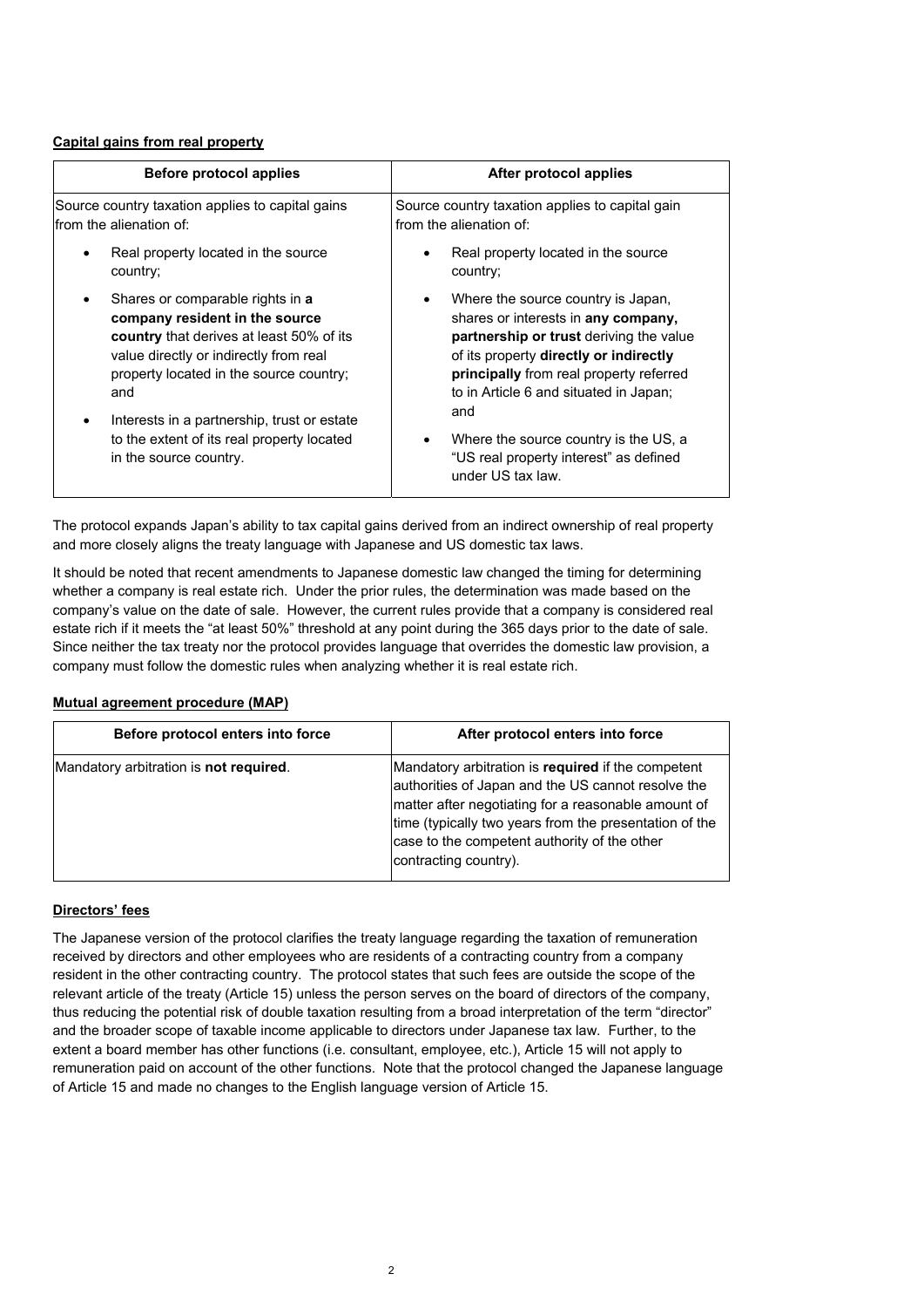**Capital gains from real property**

| Before protocol applies | After protocol applies |
| --- | --- |
| Source country taxation applies to capital gains from the alienation of:<br>• Real property located in the source country;<br>• Shares or comparable rights in **a company resident in the source country** that derives at least 50% of its value directly or indirectly from real property located in the source country; and<br>• Interests in a partnership, trust or estate to the extent of its real property located in the source country. | Source country taxation applies to capital gain from the alienation of:<br>• Real property located in the source country;<br>• Where the source country is Japan, shares or interests in **any company, partnership or trust** deriving the value of its property **directly or indirectly principally** from real property referred to in Article 6 and situated in Japan; and<br>• Where the source country is the US, a "US real property interest" as defined under US tax law. |

The protocol expands Japan's ability to tax capital gains derived from an indirect ownership of real property and more closely aligns the treaty language with Japanese and US domestic tax laws.

It should be noted that recent amendments to Japanese domestic law changed the timing for determining whether a company is real estate rich. Under the prior rules, the determination was made based on the company's value on the date of sale. However, the current rules provide that a company is considered real estate rich if it meets the "at least 50%" threshold at any point during the 365 days prior to the date of sale. Since neither the tax treaty nor the protocol provides language that overrides the domestic law provision, a company must follow the domestic rules when analyzing whether it is real estate rich.

**Mutual agreement procedure (MAP)**

| Before protocol enters into force | After protocol enters into force |
| --- | --- |
| Mandatory arbitration is **not required**. | Mandatory arbitration is **required** if the competent authorities of Japan and the US cannot resolve the matter after negotiating for a reasonable amount of time (typically two years from the presentation of the case to the competent authority of the other contracting country). |

**Directors' fees**

The Japanese version of the protocol clarifies the treaty language regarding the taxation of remuneration received by directors and other employees who are residents of a contracting country from a company resident in the other contracting country. The protocol states that such fees are outside the scope of the relevant article of the treaty (Article 15) unless the person serves on the board of directors of the company, thus reducing the potential risk of double taxation resulting from a broad interpretation of the term "director" and the broader scope of taxable income applicable to directors under Japanese tax law. Further, to the extent a board member has other functions (i.e. consultant, employee, etc.), Article 15 will not apply to remuneration paid on account of the other functions. Note that the protocol changed the Japanese language of Article 15 and made no changes to the English language version of Article 15.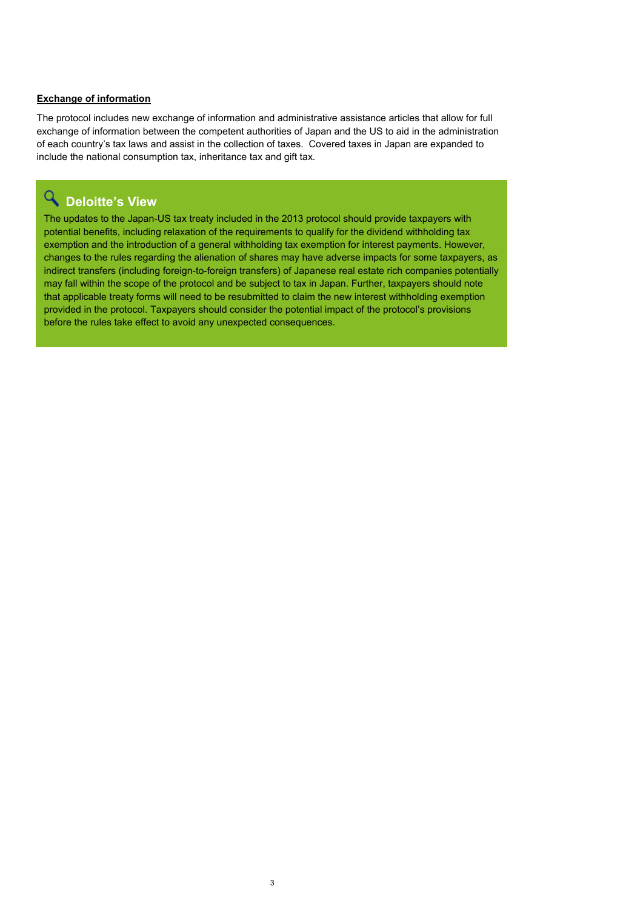**Exchange of information**

The protocol includes new exchange of information and administrative assistance articles that allow for full exchange of information between the competent authorities of Japan and the US to aid in the administration of each country's tax laws and assist in the collection of taxes. Covered taxes in Japan are expanded to include the national consumption tax, inheritance tax and gift tax.

## Deloitte's View

The updates to the Japan-US tax treaty included in the 2013 protocol should provide taxpayers with potential benefits, including relaxation of the requirements to qualify for the dividend withholding tax exemption and the introduction of a general withholding tax exemption for interest payments. However, changes to the rules regarding the alienation of shares may have adverse impacts for some taxpayers, as indirect transfers (including foreign-to-foreign transfers) of Japanese real estate rich companies potentially may fall within the scope of the protocol and be subject to tax in Japan. Further, taxpayers should note that applicable treaty forms will need to be resubmitted to claim the new interest withholding exemption provided in the protocol. Taxpayers should consider the potential impact of the protocol's provisions before the rules take effect to avoid any unexpected consequences.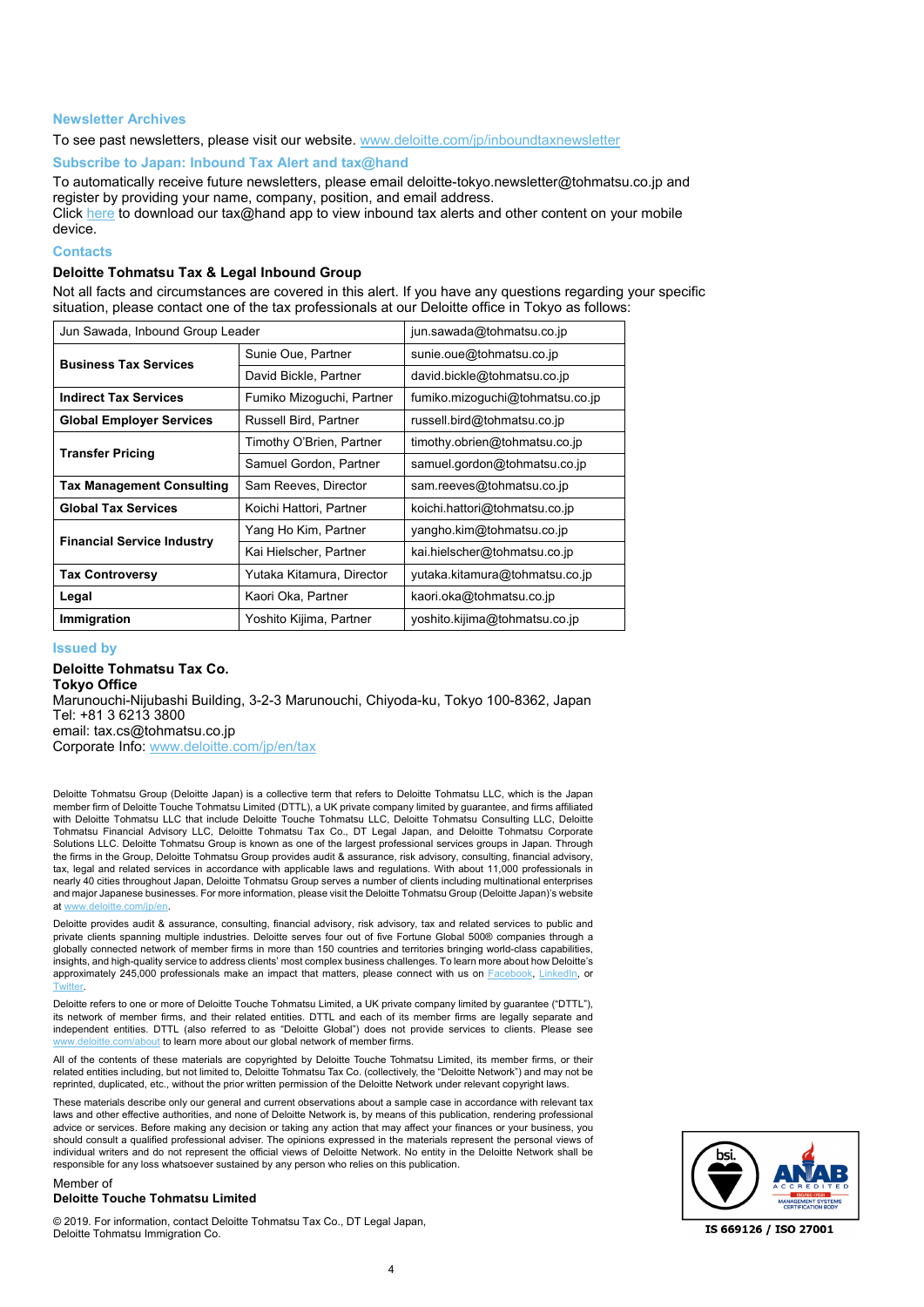### Newsletter Archives

To see past newsletters, please visit our website. [www.deloitte.com/jp/inboundtaxnewsletter](www.deloitte.com/jp/inboundtaxnewsletter)

### Subscribe to Japan: Inbound Tax Alert and tax@hand

To automatically receive future newsletters, please email deloitte-tokyo.newsletter@tohmatsu.co.jp and register by providing your name, company, position, and email address.
Click here to download our tax@hand app to view inbound tax alerts and other content on your mobile device.

### Contacts

**Deloitte Tohmatsu Tax & Legal Inbound Group**

Not all facts and circumstances are covered in this alert. If you have any questions regarding your specific situation, please contact one of the tax professionals at our Deloitte office in Tokyo as follows:

| | | |
|---|---|---|
| Jun Sawada, Inbound Group Leader | | jun.sawada@tohmatsu.co.jp |
| **Business Tax Services** | Sunie Oue, Partner | sunie.oue@tohmatsu.co.jp |
| | David Bickle, Partner | david.bickle@tohmatsu.co.jp |
| **Indirect Tax Services** | Fumiko Mizoguchi, Partner | fumiko.mizoguchi@tohmatsu.co.jp |
| **Global Employer Services** | Russell Bird, Partner | russell.bird@tohmatsu.co.jp |
| **Transfer Pricing** | Timothy O'Brien, Partner | timothy.obrien@tohmatsu.co.jp |
| | Samuel Gordon, Partner | samuel.gordon@tohmatsu.co.jp |
| **Tax Management Consulting** | Sam Reeves, Director | sam.reeves@tohmatsu.co.jp |
| **Global Tax Services** | Koichi Hattori, Partner | koichi.hattori@tohmatsu.co.jp |
| **Financial Service Industry** | Yang Ho Kim, Partner | yangho.kim@tohmatsu.co.jp |
| | Kai Hielscher, Partner | kai.hielscher@tohmatsu.co.jp |
| **Tax Controversy** | Yutaka Kitamura, Director | yutaka.kitamura@tohmatsu.co.jp |
| **Legal** | Kaori Oka, Partner | kaori.oka@tohmatsu.co.jp |
| **Immigration** | Yoshito Kijima, Partner | yoshito.kijima@tohmatsu.co.jp |

### Issued by

**Deloitte Tohmatsu Tax Co.**
**Tokyo Office**
Marunouchi-Nijubashi Building, 3-2-3 Marunouchi, Chiyoda-ku, Tokyo 100-8362, Japan
Tel: +81 3 6213 3800
email: tax.cs@tohmatsu.co.jp
Corporate Info: [www.deloitte.com/jp/en/tax](www.deloitte.com/jp/en/tax)

Deloitte Tohmatsu Group (Deloitte Japan) is a collective term that refers to Deloitte Tohmatsu LLC, which is the Japan member firm of Deloitte Touche Tohmatsu Limited (DTTL), a UK private company limited by guarantee, and firms affiliated with Deloitte Tohmatsu LLC that include Deloitte Touche Tohmatsu LLC, Deloitte Tohmatsu Consulting LLC, Deloitte Tohmatsu Financial Advisory LLC, Deloitte Tohmatsu Tax Co., DT Legal Japan, and Deloitte Tohmatsu Corporate Solutions LLC. Deloitte Tohmatsu Group is known as one of the largest professional services groups in Japan. Through the firms in the Group, Deloitte Tohmatsu Group provides audit & assurance, risk advisory, consulting, financial advisory, tax, legal and related services in accordance with applicable laws and regulations. With about 11,000 professionals in nearly 40 cities throughout Japan, Deloitte Tohmatsu Group serves a number of clients including multinational enterprises and major Japanese businesses. For more information, please visit the Deloitte Tohmatsu Group (Deloitte Japan)'s website at [www.deloitte.com/jp/en](www.deloitte.com/jp/en).

Deloitte provides audit & assurance, consulting, financial advisory, risk advisory, tax and related services to public and private clients spanning multiple industries. Deloitte serves four out of five Fortune Global 500® companies through a globally connected network of member firms in more than 150 countries and territories bringing world-class capabilities, insights, and high-quality service to address clients' most complex business challenges. To learn more about how Deloitte's approximately 245,000 professionals make an impact that matters, please connect with us on Facebook, LinkedIn, or Twitter.

Deloitte refers to one or more of Deloitte Touche Tohmatsu Limited, a UK private company limited by guarantee ("DTTL"), its network of member firms, and their related entities. DTTL and each of its member firms are legally separate and independent entities. DTTL (also referred to as "Deloitte Global") does not provide services to clients. Please see [www.deloitte.com/about](www.deloitte.com/about) to learn more about our global network of member firms.

All of the contents of these materials are copyrighted by Deloitte Touche Tohmatsu Limited, its member firms, or their related entities including, but not limited to, Deloitte Tohmatsu Tax Co. (collectively, the "Deloitte Network") and may not be reprinted, duplicated, etc., without the prior written permission of the Deloitte Network under relevant copyright laws.

These materials describe only our general and current observations about a sample case in accordance with relevant tax laws and other effective authorities, and none of Deloitte Network is, by means of this publication, rendering professional advice or services. Before making any decision or taking any action that may affect your finances or your business, you should consult a qualified professional adviser. The opinions expressed in the materials represent the personal views of individual writers and do not represent the official views of Deloitte Network. No entity in the Deloitte Network shall be responsible for any loss whatsoever sustained by any person who relies on this publication.

Member of
**Deloitte Touche Tohmatsu Limited**

© 2019. For information, contact Deloitte Tohmatsu Tax Co., DT Legal Japan, Deloitte Tohmatsu Immigration Co.

**IS 669126 / ISO 27001**